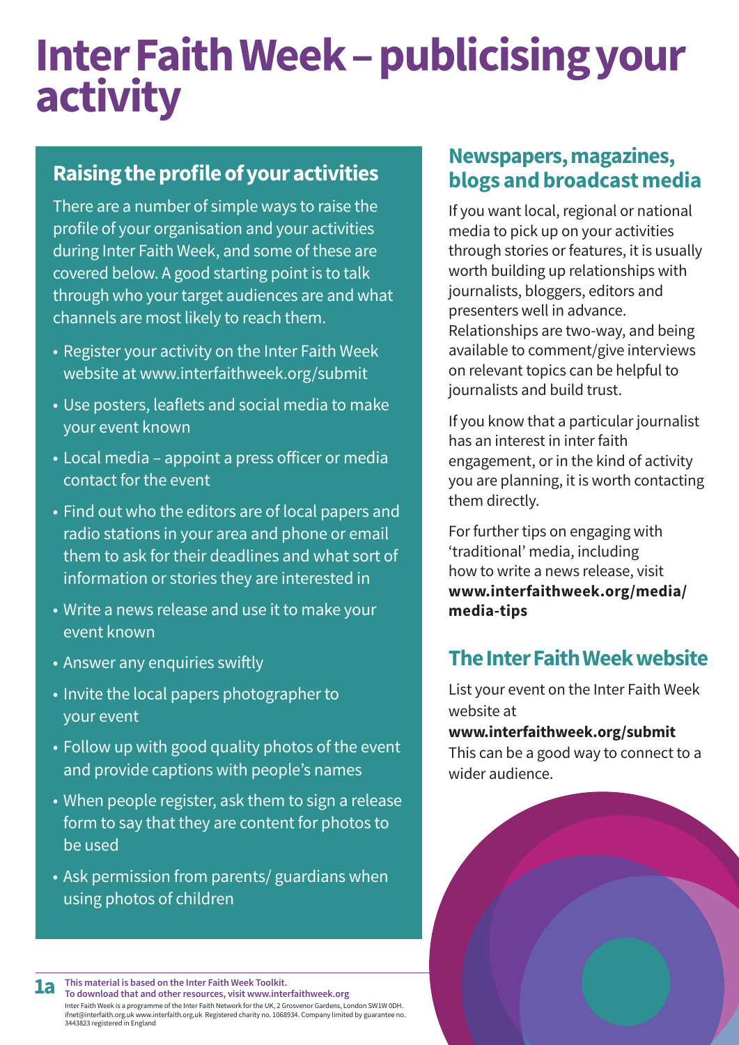# Inter Faith Week – publicising your activity

## Raising the profile of your activities

There are a number of simple ways to raise the profile of your organisation and your activities during Inter Faith Week, and some of these are covered below. A good starting point is to talk through who your target audiences are and what channels are most likely to reach them.

- Register your activity on the Inter Faith Week website at www.interfaithweek.org/submit
- Use posters, leaflets and social media to make your event known
- Local media – appoint a press officer or media contact for the event
- Find out who the editors are of local papers and radio stations in your area and phone or email them to ask for their deadlines and what sort of information or stories they are interested in
- Write a news release and use it to make your event known
- Answer any enquiries swiftly
- Invite the local papers photographer to your event
- Follow up with good quality photos of the event and provide captions with people's names
- When people register, ask them to sign a release form to say that they are content for photos to be used
- Ask permission from parents/ guardians when using photos of children

## Newspapers, magazines, blogs and broadcast media

If you want local, regional or national media to pick up on your activities through stories or features, it is usually worth building up relationships with journalists, bloggers, editors and presenters well in advance. Relationships are two-way, and being available to comment/give interviews on relevant topics can be helpful to journalists and build trust.

If you know that a particular journalist has an interest in inter faith engagement, or in the kind of activity you are planning, it is worth contacting them directly.

For further tips on engaging with 'traditional' media, including how to write a news release, visit **www.interfaithweek.org/media/media-tips**

## The Inter Faith Week website

List your event on the Inter Faith Week website at **www.interfaithweek.org/submit** This can be a good way to connect to a wider audience.

**1a** **This material is based on the Inter Faith Week Toolkit.**
**To download that and other resources, visit www.interfaithweek.org**
Inter Faith Week is a programme of the Inter Faith Network for the UK, 2 Grosvenor Gardens, London SW1W 0DH. ifnet@interfaith.org.uk www.interfaith.org.uk Registered charity no. 1068934. Company limited by guarantee no. 3443823 registered in England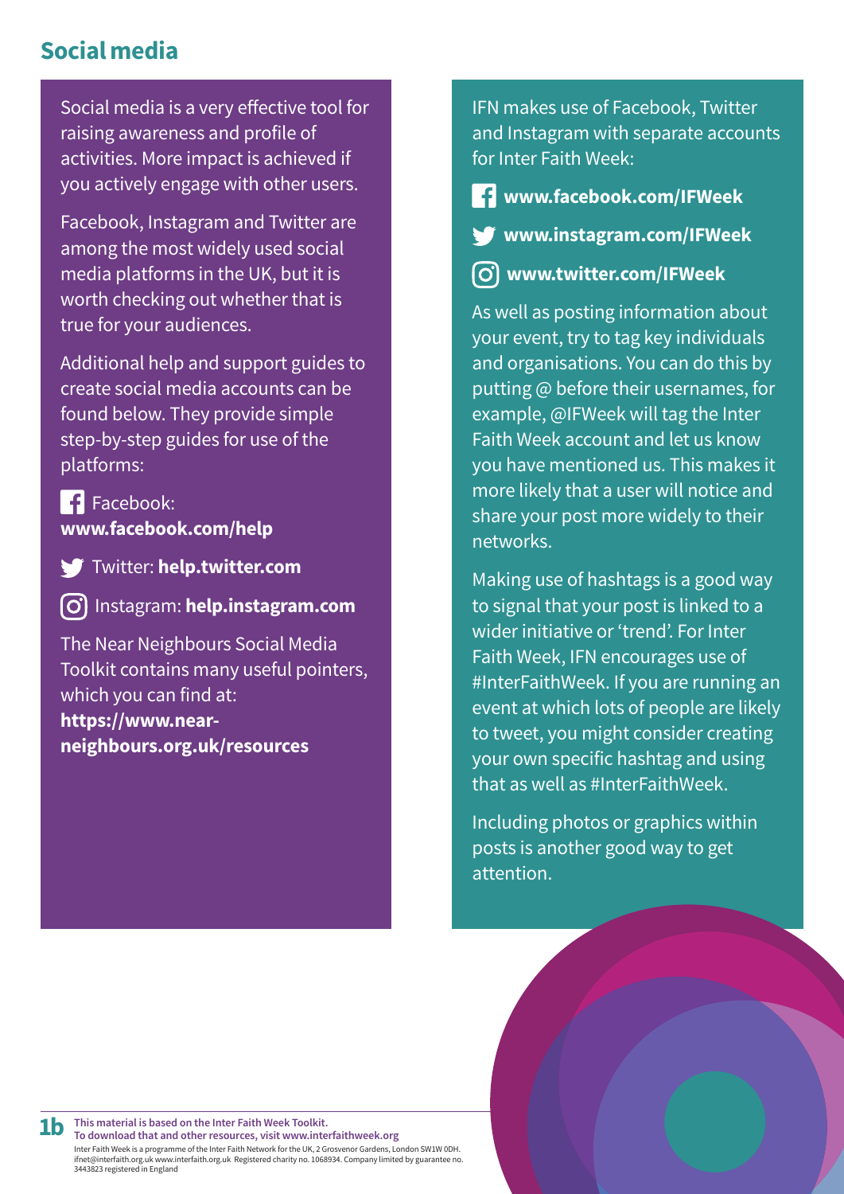## Social media

Social media is a very effective tool for raising awareness and profile of activities. More impact is achieved if you actively engage with other users.

Facebook, Instagram and Twitter are among the most widely used social media platforms in the UK, but it is worth checking out whether that is true for your audiences.

Additional help and support guides to create social media accounts can be found below. They provide simple step-by-step guides for use of the platforms:

Facebook: **www.facebook.com/help**

Twitter: **help.twitter.com**

Instagram: **help.instagram.com**

The Near Neighbours Social Media Toolkit contains many useful pointers, which you can find at: **https://www.near-neighbours.org.uk/resources**

IFN makes use of Facebook, Twitter and Instagram with separate accounts for Inter Faith Week:

**www.facebook.com/IFWeek**

**www.instagram.com/IFWeek**

**www.twitter.com/IFWeek**

As well as posting information about your event, try to tag key individuals and organisations. You can do this by putting @ before their usernames, for example, @IFWeek will tag the Inter Faith Week account and let us know you have mentioned us. This makes it more likely that a user will notice and share your post more widely to their networks.

Making use of hashtags is a good way to signal that your post is linked to a wider initiative or 'trend'. For Inter Faith Week, IFN encourages use of #InterFaithWeek. If you are running an event at which lots of people are likely to tweet, you might consider creating your own specific hashtag and using that as well as #InterFaithWeek.

Including photos or graphics within posts is another good way to get attention.

**1b** **This material is based on the Inter Faith Week Toolkit.**
**To download that and other resources, visit www.interfaithweek.org**
Inter Faith Week is a programme of the Inter Faith Network for the UK, 2 Grosvenor Gardens, London SW1W 0DH. ifnet@interfaith.org.uk www.interfaith.org.uk Registered charity no. 1068934. Company limited by guarantee no. 3443823 registered in England